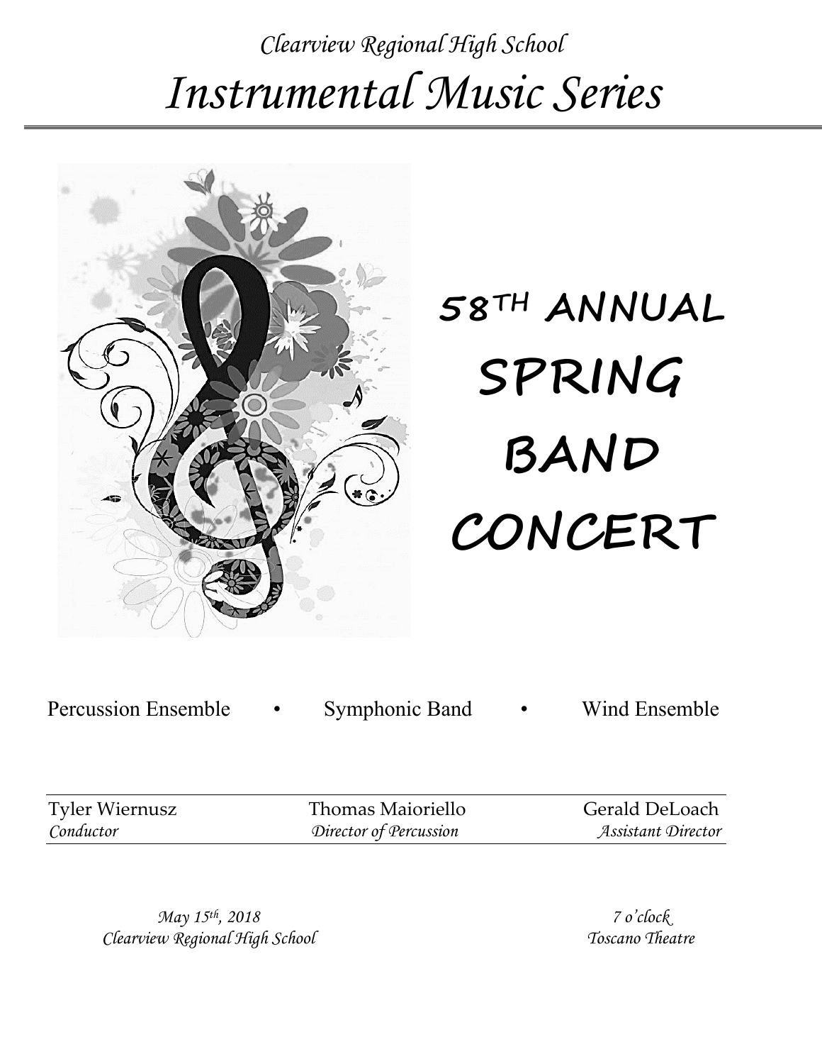*Clearview Regional High School*

# *Instrumental Music Series*

---

# 58TH ANNUAL SPRING BAND CONCERT

Percussion Ensemble • Symphonic Band • Wind Ensemble

---

| Tyler Wiernusz | Thomas Maioriello | Gerald DeLoach |
| --- | --- | --- |
| *Conductor* | *Director of Percussion* | *Assistant Director* |

*May 15th, 2018*
*Clearview Regional High School*

*7 o'clock*
*Toscano Theatre*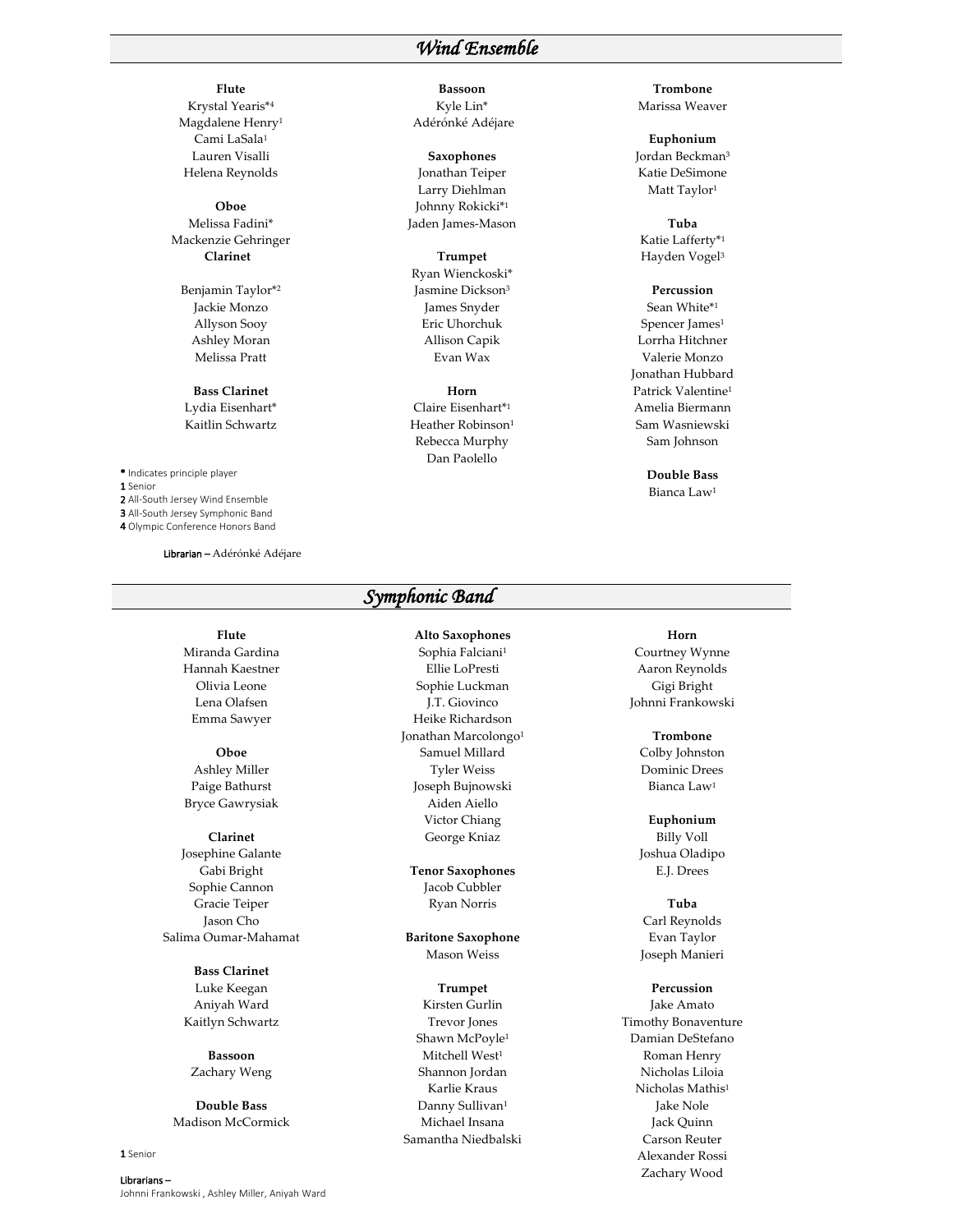## *Wind Ensemble*

**Flute**
Krystal Yearis*[4]
Magdalene Henry[1]
Cami LaSala[1]
Lauren Visalli
Helena Reynolds

**Oboe**
Melissa Fadini*
Mackenzie Gehringer

**Clarinet**
Benjamin Taylor*[2]
Jackie Monzo
Allyson Sooy
Ashley Moran
Melissa Pratt

**Bass Clarinet**
Lydia Eisenhart*
Kaitlin Schwartz

**Bassoon**
Kyle Lin*
Adérónké Adéjare

**Saxophones**
Jonathan Teiper
Larry Diehlman
Johnny Rokicki*[1]
Jaden James-Mason

**Trumpet**
Ryan Wienckoski*
Jasmine Dickson[3]
James Snyder
Eric Uhorchuk
Allison Capik
Evan Wax

**Horn**
Claire Eisenhart*[1]
Heather Robinson[1]
Rebecca Murphy
Dan Paolello

**Trombone**
Marissa Weaver

**Euphonium**
Jordan Beckman[3]
Katie DeSimone
Matt Taylor[1]

**Tuba**
Katie Lafferty*[1]
Hayden Vogel[3]

**Percussion**
Sean White*[1]
Spencer James[1]
Lorrha Hitchner
Valerie Monzo
Jonathan Hubbard
Patrick Valentine[1]
Amelia Biermann
Sam Wasniewski
Sam Johnson

**Double Bass**
Bianca Law[1]

**\*** Indicates principle player
**1** Senior
**2** All-South Jersey Wind Ensemble
**3** All-South Jersey Symphonic Band
**4** Olympic Conference Honors Band

Librarian – Adérónké Adéjare

## *Symphonic Band*

**Flute**
Miranda Gardina
Hannah Kaestner
Olivia Leone
Lena Olafsen
Emma Sawyer

**Oboe**
Ashley Miller
Paige Bathurst
Bryce Gawrysiak

**Clarinet**
Josephine Galante
Gabi Bright
Sophie Cannon
Gracie Teiper
Jason Cho
Salima Oumar-Mahamat

**Bass Clarinet**
Luke Keegan
Aniyah Ward
Kaitlyn Schwartz

**Bassoon**
Zachary Weng

**Double Bass**
Madison McCormick

**Alto Saxophones**
Sophia Falciani[1]
Ellie LoPresti
Sophie Luckman
J.T. Giovinco
Heike Richardson
Jonathan Marcolongo[1]
Samuel Millard
Tyler Weiss
Joseph Bujnowski
Aiden Aiello
Victor Chiang
George Kniaz

**Tenor Saxophones**
Jacob Cubbler
Ryan Norris

**Baritone Saxophone**
Mason Weiss

**Trumpet**
Kirsten Gurlin
Trevor Jones
Shawn McPoyle[1]
Mitchell West[1]
Shannon Jordan
Karlie Kraus
Danny Sullivan[1]
Michael Insana
Samantha Niedbalski

**Horn**
Courtney Wynne
Aaron Reynolds
Gigi Bright
Johnni Frankowski

**Trombone**
Colby Johnston
Dominic Drees
Bianca Law[1]

**Euphonium**
Billy Voll
Joshua Oladipo
E.J. Drees

**Tuba**
Carl Reynolds
Evan Taylor
Joseph Manieri

**Percussion**
Jake Amato
Timothy Bonaventure
Damian DeStefano
Roman Henry
Nicholas Liloia
Nicholas Mathis[1]
Jake Nole
Jack Quinn
Carson Reuter
Alexander Rossi
Zachary Wood

**1** Senior

Librarians –
Johnni Frankowski , Ashley Miller, Aniyah Ward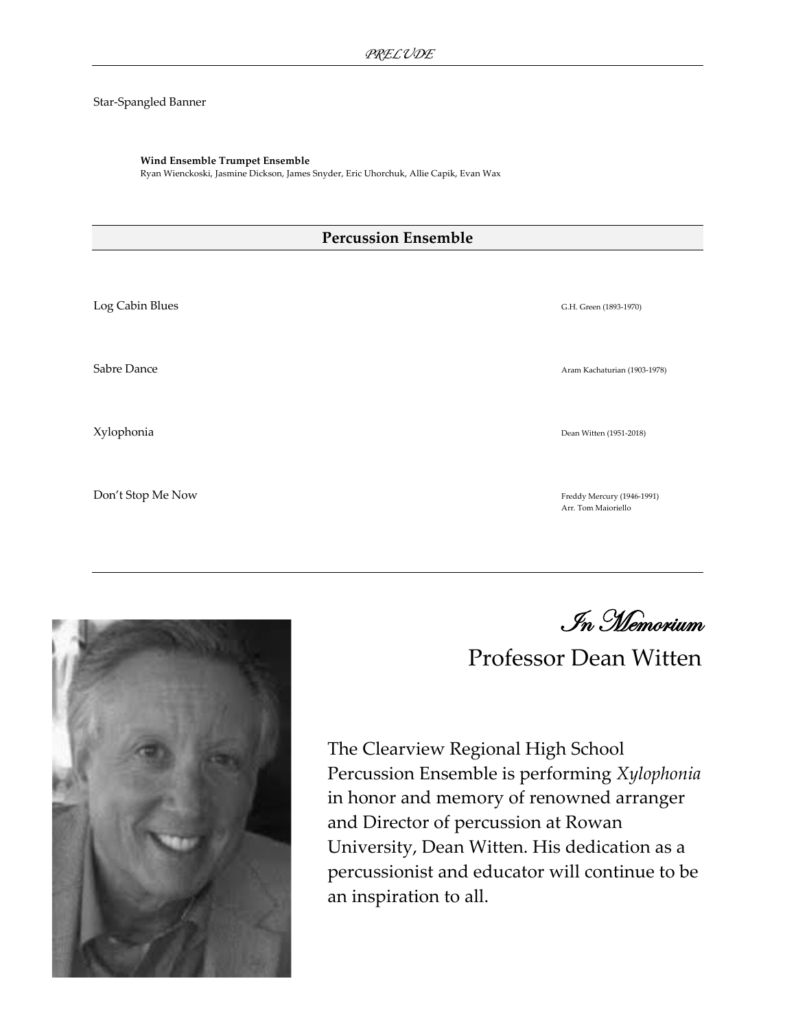## PRELUDE

Star-Spangled Banner

**Wind Ensemble Trumpet Ensemble**
Ryan Wienckoski, Jasmine Dickson, James Snyder, Eric Uhorchuk, Allie Capik, Evan Wax

## Percussion Ensemble

Log Cabin Blues — G.H. Green (1893-1970)

Sabre Dance — Aram Kachaturian (1903-1978)

Xylophonia — Dean Witten (1951-2018)

Don't Stop Me Now — Freddy Mercury (1946-1991)
Arr. Tom Maioriello

## *In Memorium*

### Professor Dean Witten

The Clearview Regional High School Percussion Ensemble is performing *Xylophonia* in honor and memory of renowned arranger and Director of percussion at Rowan University, Dean Witten. His dedication as a percussionist and educator will continue to be an inspiration to all.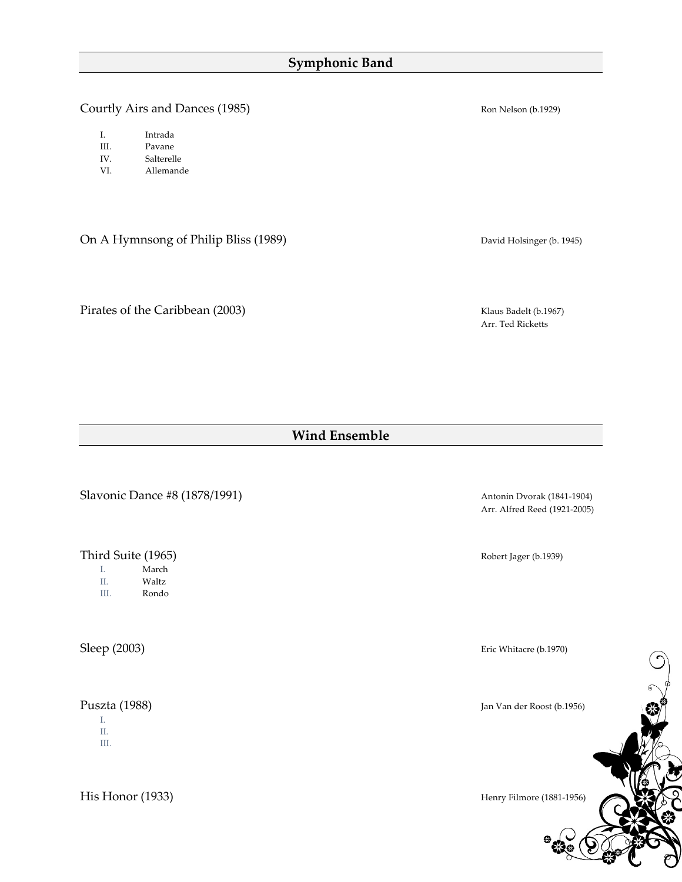## Symphonic Band

Courtly Airs and Dances (1985) — Ron Nelson (b.1929)

- I. Intrada
- III. Pavane
- IV. Salterelle
- VI. Allemande

On A Hymnsong of Philip Bliss (1989) — David Holsinger (b. 1945)

Pirates of the Caribbean (2003) — Klaus Badelt (b.1967)
Arr. Ted Ricketts

## Wind Ensemble

Slavonic Dance #8 (1878/1991) — Antonin Dvorak (1841-1904)
Arr. Alfred Reed (1921-2005)

Third Suite (1965) — Robert Jager (b.1939)

- I. March
- II. Waltz
- III. Rondo

Sleep (2003) — Eric Whitacre (b.1970)

Puszta (1988) — Jan Van der Roost (b.1956)

- I.
- II.
- III.

His Honor (1933) — Henry Filmore (1881-1956)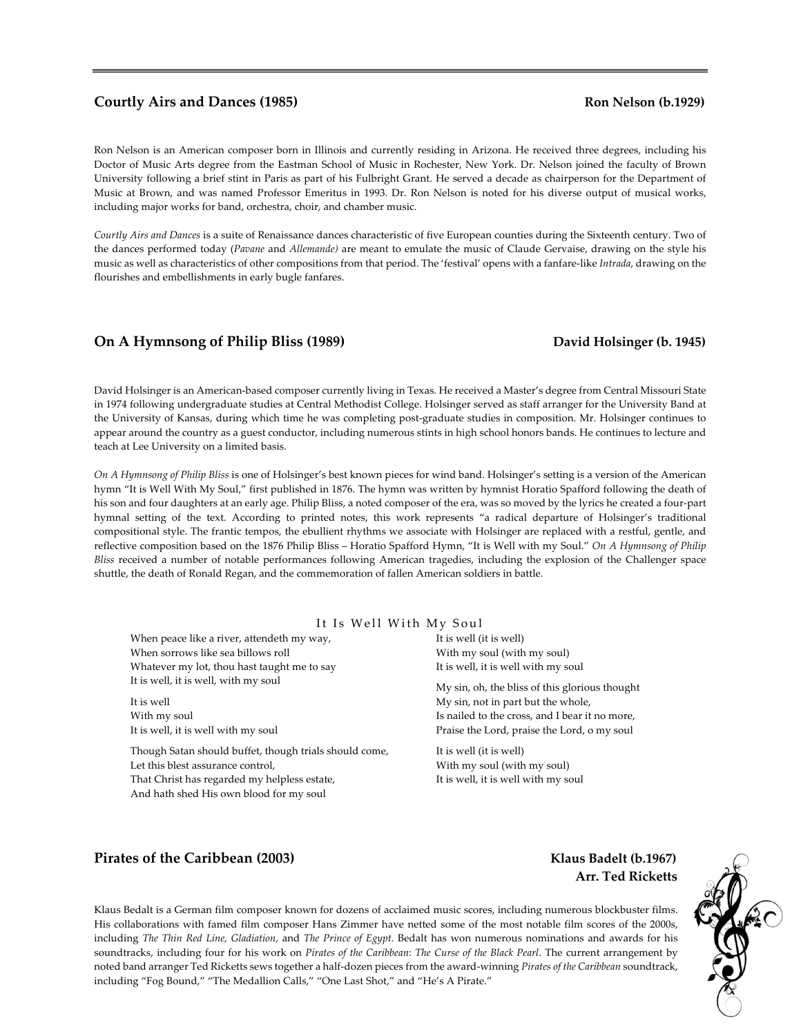## Courtly Airs and Dances (1985) — Ron Nelson (b.1929)

Ron Nelson is an American composer born in Illinois and currently residing in Arizona. He received three degrees, including his Doctor of Music Arts degree from the Eastman School of Music in Rochester, New York. Dr. Nelson joined the faculty of Brown University following a brief stint in Paris as part of his Fulbright Grant. He served a decade as chairperson for the Department of Music at Brown, and was named Professor Emeritus in 1993. Dr. Ron Nelson is noted for his diverse output of musical works, including major works for band, orchestra, choir, and chamber music.

*Courtly Airs and Dances* is a suite of Renaissance dances characteristic of five European counties during the Sixteenth century. Two of the dances performed today (*Pavane* and *Allemande)* are meant to emulate the music of Claude Gervaise, drawing on the style his music as well as characteristics of other compositions from that period. The 'festival' opens with a fanfare-like *Intrada*, drawing on the flourishes and embellishments in early bugle fanfares.

## On A Hymnsong of Philip Bliss (1989) — David Holsinger (b. 1945)

David Holsinger is an American-based composer currently living in Texas. He received a Master's degree from Central Missouri State in 1974 following undergraduate studies at Central Methodist College. Holsinger served as staff arranger for the University Band at the University of Kansas, during which time he was completing post-graduate studies in composition. Mr. Holsinger continues to appear around the country as a guest conductor, including numerous stints in high school honors bands. He continues to lecture and teach at Lee University on a limited basis.

*On A Hymnsong of Philip Bliss* is one of Holsinger's best known pieces for wind band. Holsinger's setting is a version of the American hymn "It is Well With My Soul," first published in 1876. The hymn was written by hymnist Horatio Spafford following the death of his son and four daughters at an early age. Philip Bliss, a noted composer of the era, was so moved by the lyrics he created a four-part hymnal setting of the text. According to printed notes, this work represents "a radical departure of Holsinger's traditional compositional style. The frantic tempos, the ebullient rhythms we associate with Holsinger are replaced with a restful, gentle, and reflective composition based on the 1876 Philip Bliss – Horatio Spafford Hymn, "It is Well with my Soul." *On A Hymnsong of Philip Bliss* received a number of notable performances following American tragedies, including the explosion of the Challenger space shuttle, the death of Ronald Regan, and the commemoration of fallen American soldiers in battle.

### It Is Well With My Soul

When peace like a river, attendeth my way,
When sorrows like sea billows roll
Whatever my lot, thou hast taught me to say
It is well, it is well, with my soul

It is well
With my soul
It is well, it is well with my soul

Though Satan should buffet, though trials should come,
Let this blest assurance control,
That Christ has regarded my helpless estate,
And hath shed His own blood for my soul

It is well (it is well)
With my soul (with my soul)
It is well, it is well with my soul

My sin, oh, the bliss of this glorious thought
My sin, not in part but the whole,
Is nailed to the cross, and I bear it no more,
Praise the Lord, praise the Lord, o my soul

It is well (it is well)
With my soul (with my soul)
It is well, it is well with my soul

## Pirates of the Caribbean (2003) — Klaus Badelt (b.1967), Arr. Ted Ricketts

Klaus Bedalt is a German film composer known for dozens of acclaimed music scores, including numerous blockbuster films. His collaborations with famed film composer Hans Zimmer have netted some of the most notable film scores of the 2000s, including *The Thin Red Line, Gladiation,* and *The Prince of Egypt*. Bedalt has won numerous nominations and awards for his soundtracks, including four for his work on *Pirates of the Caribbean*: *The Curse of the Black Pearl*. The current arrangement by noted band arranger Ted Ricketts sews together a half-dozen pieces from the award-winning *Pirates of the Caribbean* soundtrack, including "Fog Bound," "The Medallion Calls," "One Last Shot," and "He's A Pirate."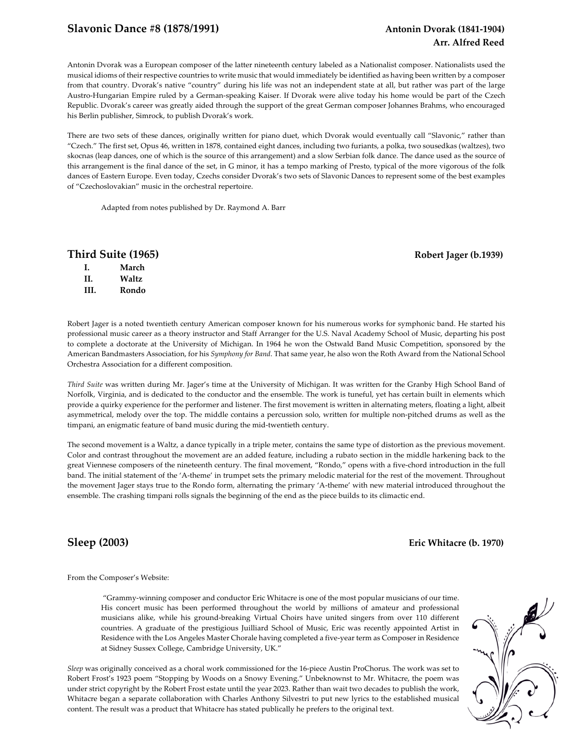## Slavonic Dance #8 (1878/1991)

**Antonin Dvorak (1841-1904)**
**Arr. Alfred Reed**

Antonin Dvorak was a European composer of the latter nineteenth century labeled as a Nationalist composer. Nationalists used the musical idioms of their respective countries to write music that would immediately be identified as having been written by a composer from that country. Dvorak's native "country" during his life was not an independent state at all, but rather was part of the large Austro-Hungarian Empire ruled by a German-speaking Kaiser. If Dvorak were alive today his home would be part of the Czech Republic. Dvorak's career was greatly aided through the support of the great German composer Johannes Brahms, who encouraged his Berlin publisher, Simrock, to publish Dvorak's work.

There are two sets of these dances, originally written for piano duet, which Dvorak would eventually call "Slavonic," rather than "Czech." The first set, Opus 46, written in 1878, contained eight dances, including two furiants, a polka, two sousedkas (waltzes), two skocnas (leap dances, one of which is the source of this arrangement) and a slow Serbian folk dance. The dance used as the source of this arrangement is the final dance of the set, in G minor, it has a tempo marking of Presto, typical of the more vigorous of the folk dances of Eastern Europe. Even today, Czechs consider Dvorak's two sets of Slavonic Dances to represent some of the best examples of "Czechoslovakian" music in the orchestral repertoire.

Adapted from notes published by Dr. Raymond A. Barr

## Third Suite (1965)

**Robert Jager (b.1939)**

- **I. March**
- **II. Waltz**
- **III. Rondo**

Robert Jager is a noted twentieth century American composer known for his numerous works for symphonic band. He started his professional music career as a theory instructor and Staff Arranger for the U.S. Naval Academy School of Music, departing his post to complete a doctorate at the University of Michigan. In 1964 he won the Ostwald Band Music Competition, sponsored by the American Bandmasters Association, for his *Symphony for Band*. That same year, he also won the Roth Award from the National School Orchestra Association for a different composition.

*Third Suite* was written during Mr. Jager's time at the University of Michigan. It was written for the Granby High School Band of Norfolk, Virginia, and is dedicated to the conductor and the ensemble. The work is tuneful, yet has certain built in elements which provide a quirky experience for the performer and listener. The first movement is written in alternating meters, floating a light, albeit asymmetrical, melody over the top. The middle contains a percussion solo, written for multiple non-pitched drums as well as the timpani, an enigmatic feature of band music during the mid-twentieth century.

The second movement is a Waltz, a dance typically in a triple meter, contains the same type of distortion as the previous movement. Color and contrast throughout the movement are an added feature, including a rubato section in the middle harkening back to the great Viennese composers of the nineteenth century. The final movement, "Rondo," opens with a five-chord introduction in the full band. The initial statement of the 'A-theme' in trumpet sets the primary melodic material for the rest of the movement. Throughout the movement Jager stays true to the Rondo form, alternating the primary 'A-theme' with new material introduced throughout the ensemble. The crashing timpani rolls signals the beginning of the end as the piece builds to its climactic end.

## Sleep (2003)

**Eric Whitacre (b. 1970)**

From the Composer's Website:

> "Grammy-winning composer and conductor Eric Whitacre is one of the most popular musicians of our time. His concert music has been performed throughout the world by millions of amateur and professional musicians alike, while his ground-breaking Virtual Choirs have united singers from over 110 different countries. A graduate of the prestigious Juilliard School of Music, Eric was recently appointed Artist in Residence with the Los Angeles Master Chorale having completed a five-year term as Composer in Residence at Sidney Sussex College, Cambridge University, UK."

*Sleep* was originally conceived as a choral work commissioned for the 16-piece Austin ProChorus. The work was set to Robert Frost's 1923 poem "Stopping by Woods on a Snowy Evening." Unbeknownst to Mr. Whitacre, the poem was under strict copyright by the Robert Frost estate until the year 2023. Rather than wait two decades to publish the work, Whitacre began a separate collaboration with Charles Anthony Silvestri to put new lyrics to the established musical content. The result was a product that Whitacre has stated publically he prefers to the original text.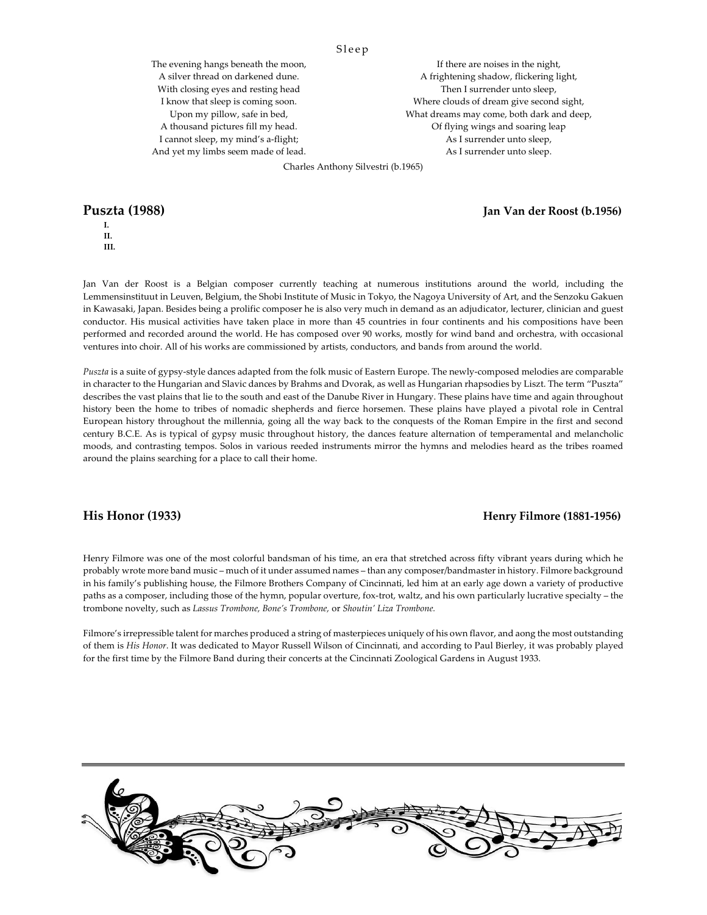Sleep

The evening hangs beneath the moon,
A silver thread on darkened dune.
With closing eyes and resting head
I know that sleep is coming soon.
Upon my pillow, safe in bed,
A thousand pictures fill my head.
I cannot sleep, my mind's a-flight;
And yet my limbs seem made of lead.

If there are noises in the night,
A frightening shadow, flickering light,
Then I surrender unto sleep,
Where clouds of dream give second sight,
What dreams may come, both dark and deep,
Of flying wings and soaring leap
As I surrender unto sleep,
As I surrender unto sleep.

Charles Anthony Silvestri (b.1965)

## Puszta (1988) — Jan Van der Roost (b.1956)

**I.**
**II.**
**III.**

Jan Van der Roost is a Belgian composer currently teaching at numerous institutions around the world, including the Lemmensinstituut in Leuven, Belgium, the Shobi Institute of Music in Tokyo, the Nagoya University of Art, and the Senzoku Gakuen in Kawasaki, Japan. Besides being a prolific composer he is also very much in demand as an adjudicator, lecturer, clinician and guest conductor. His musical activities have taken place in more than 45 countries in four continents and his compositions have been performed and recorded around the world. He has composed over 90 works, mostly for wind band and orchestra, with occasional ventures into choir. All of his works are commissioned by artists, conductors, and bands from around the world.

*Puszta* is a suite of gypsy-style dances adapted from the folk music of Eastern Europe. The newly-composed melodies are comparable in character to the Hungarian and Slavic dances by Brahms and Dvorak, as well as Hungarian rhapsodies by Liszt. The term "Puszta" describes the vast plains that lie to the south and east of the Danube River in Hungary. These plains have time and again throughout history been the home to tribes of nomadic shepherds and fierce horsemen. These plains have played a pivotal role in Central European history throughout the millennia, going all the way back to the conquests of the Roman Empire in the first and second century B.C.E. As is typical of gypsy music throughout history, the dances feature alternation of temperamental and melancholic moods, and contrasting tempos. Solos in various reeded instruments mirror the hymns and melodies heard as the tribes roamed around the plains searching for a place to call their home.

## His Honor (1933) — Henry Filmore (1881-1956)

Henry Filmore was one of the most colorful bandsman of his time, an era that stretched across fifty vibrant years during which he probably wrote more band music – much of it under assumed names – than any composer/bandmaster in history. Filmore background in his family's publishing house, the Filmore Brothers Company of Cincinnati, led him at an early age down a variety of productive paths as a composer, including those of the hymn, popular overture, fox-trot, waltz, and his own particularly lucrative specialty – the trombone novelty, such as *Lassus Trombone, Bone's Trombone,* or *Shoutin' Liza Trombone.*

Filmore's irrepressible talent for marches produced a string of masterpieces uniquely of his own flavor, and aong the most outstanding of them is *His Honor*. It was dedicated to Mayor Russell Wilson of Cincinnati, and according to Paul Bierley, it was probably played for the first time by the Filmore Band during their concerts at the Cincinnati Zoological Gardens in August 1933.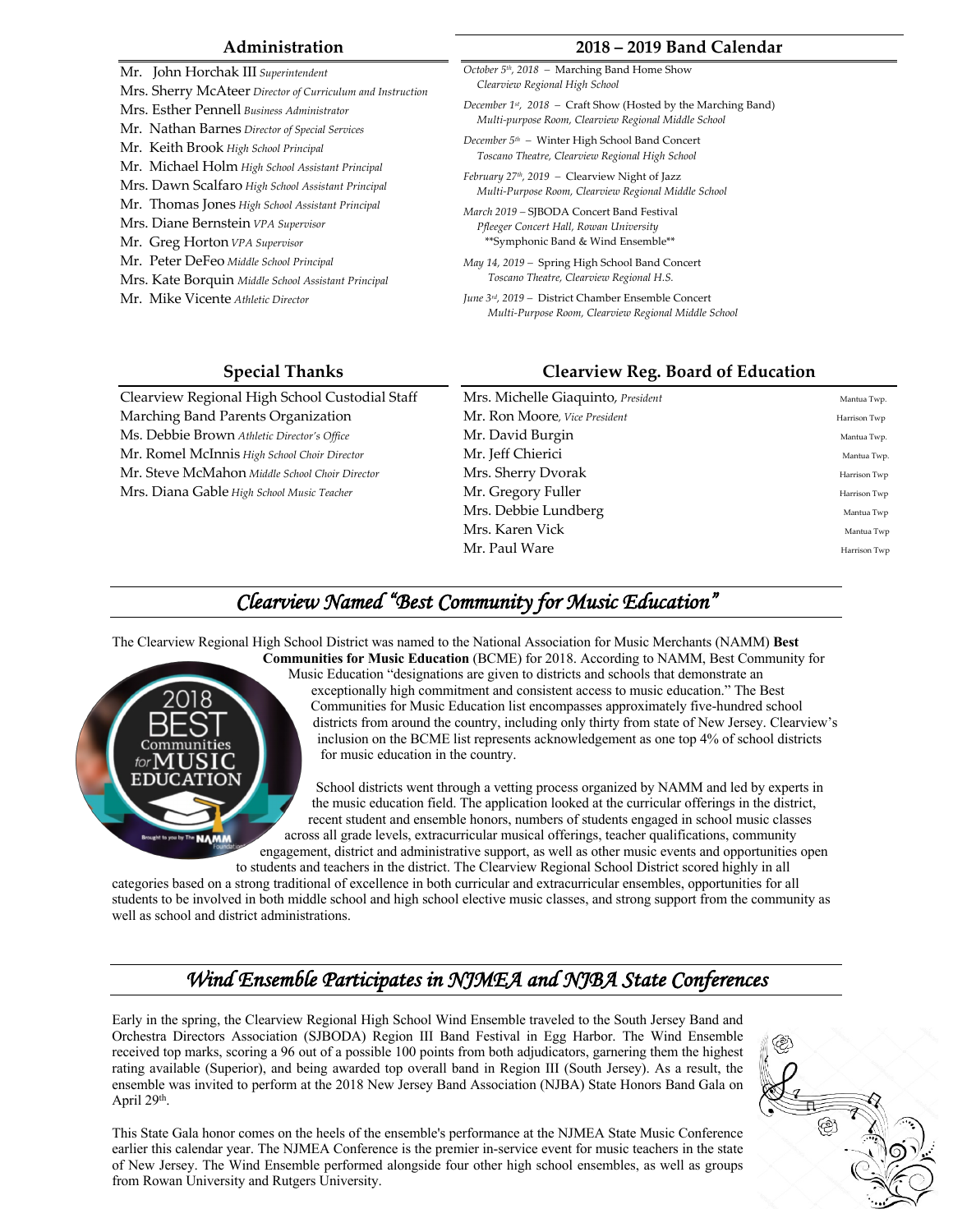## Administration

Mr. John Horchak III *Superintendent*
Mrs. Sherry McAteer *Director of Curriculum and Instruction*
Mrs. Esther Pennell *Business Administrator*
Mr. Nathan Barnes *Director of Special Services*
Mr. Keith Brook *High School Principal*
Mr. Michael Holm *High School Assistant Principal*
Mrs. Dawn Scalfaro *High School Assistant Principal*
Mr. Thomas Jones *High School Assistant Principal*
Mrs. Diane Bernstein *VPA Supervisor*
Mr. Greg Horton *VPA Supervisor*
Mr. Peter DeFeo *Middle School Principal*
Mrs. Kate Borquin *Middle School Assistant Principal*
Mr. Mike Vicente *Athletic Director*

## 2018 – 2019 Band Calendar

*October 5th, 2018* – Marching Band Home Show
*Clearview Regional High School*

*December 1st, 2018* – Craft Show (Hosted by the Marching Band)
*Multi-purpose Room, Clearview Regional Middle School*

*December 5th* – Winter High School Band Concert
*Toscano Theatre, Clearview Regional High School*

*February 27th, 2019* – Clearview Night of Jazz
*Multi-Purpose Room, Clearview Regional Middle School*

*March 2019* – SJBODA Concert Band Festival
*Pfleeger Concert Hall, Rowan University*
\*\*Symphonic Band & Wind Ensemble\*\*

*May 14, 2019* – Spring High School Band Concert
*Toscano Theatre, Clearview Regional H.S.*

*June 3rd, 2019* – District Chamber Ensemble Concert
*Multi-Purpose Room, Clearview Regional Middle School*

## Special Thanks

Clearview Regional High School Custodial Staff
Marching Band Parents Organization
Ms. Debbie Brown *Athletic Director's Office*
Mr. Romel McInnis *High School Choir Director*
Mr. Steve McMahon *Middle School Choir Director*
Mrs. Diana Gable *High School Music Teacher*

## Clearview Reg. Board of Education

| | |
|---|---|
| Mrs. Michelle Giaquinto, *President* | Mantua Twp. |
| Mr. Ron Moore, *Vice President* | Harrison Twp |
| Mr. David Burgin | Mantua Twp. |
| Mr. Jeff Chierici | Mantua Twp. |
| Mrs. Sherry Dvorak | Harrison Twp |
| Mr. Gregory Fuller | Harrison Twp |
| Mrs. Debbie Lundberg | Mantua Twp |
| Mrs. Karen Vick | Mantua Twp |
| Mr. Paul Ware | Harrison Twp |

## *Clearview Named "Best Community for Music Education"*

The Clearview Regional High School District was named to the National Association for Music Merchants (NAMM) **Best Communities for Music Education** (BCME) for 2018. According to NAMM, Best Community for Music Education "designations are given to districts and schools that demonstrate an exceptionally high commitment and consistent access to music education." The Best Communities for Music Education list encompasses approximately five-hundred school districts from around the country, including only thirty from state of New Jersey. Clearview's inclusion on the BCME list represents acknowledgement as one top 4% of school districts for music education in the country.

School districts went through a vetting process organized by NAMM and led by experts in the music education field. The application looked at the curricular offerings in the district, recent student and ensemble honors, numbers of students engaged in school music classes across all grade levels, extracurricular musical offerings, teacher qualifications, community engagement, district and administrative support, as well as other music events and opportunities open to students and teachers in the district. The Clearview Regional School District scored highly in all categories based on a strong traditional of excellence in both curricular and extracurricular ensembles, opportunities for all students to be involved in both middle school and high school elective music classes, and strong support from the community as well as school and district administrations.

## *Wind Ensemble Participates in NJMEA and NJBA State Conferences*

Early in the spring, the Clearview Regional High School Wind Ensemble traveled to the South Jersey Band and Orchestra Directors Association (SJBODA) Region III Band Festival in Egg Harbor. The Wind Ensemble received top marks, scoring a 96 out of a possible 100 points from both adjudicators, garnering them the highest rating available (Superior), and being awarded top overall band in Region III (South Jersey). As a result, the ensemble was invited to perform at the 2018 New Jersey Band Association (NJBA) State Honors Band Gala on April 29th.

This State Gala honor comes on the heels of the ensemble's performance at the NJMEA State Music Conference earlier this calendar year. The NJMEA Conference is the premier in-service event for music teachers in the state of New Jersey. The Wind Ensemble performed alongside four other high school ensembles, as well as groups from Rowan University and Rutgers University.